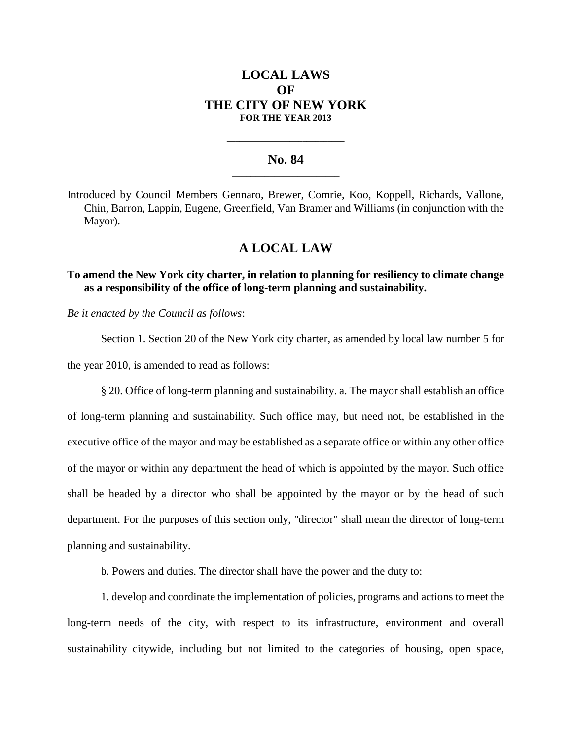# LOCAL LAWS OF THE CITY OF NEW YORK

**FOR THE YEAR 2013**

---

## No. 84

---

Introduced by Council Members Gennaro, Brewer, Comrie, Koo, Koppell, Richards, Vallone, Chin, Barron, Lappin, Eugene, Greenfield, Van Bramer and Williams (in conjunction with the Mayor).

## A LOCAL LAW

**To amend the New York city charter, in relation to planning for resiliency to climate change as a responsibility of the office of long-term planning and sustainability.**

*Be it enacted by the Council as follows*:

Section 1. Section 20 of the New York city charter, as amended by local law number 5 for the year 2010, is amended to read as follows:

§ 20. Office of long-term planning and sustainability. a. The mayor shall establish an office of long-term planning and sustainability. Such office may, but need not, be established in the executive office of the mayor and may be established as a separate office or within any other office of the mayor or within any department the head of which is appointed by the mayor. Such office shall be headed by a director who shall be appointed by the mayor or by the head of such department. For the purposes of this section only, "director" shall mean the director of long-term planning and sustainability.

b. Powers and duties. The director shall have the power and the duty to:

1. develop and coordinate the implementation of policies, programs and actions to meet the long-term needs of the city, with respect to its infrastructure, environment and overall sustainability citywide, including but not limited to the categories of housing, open space,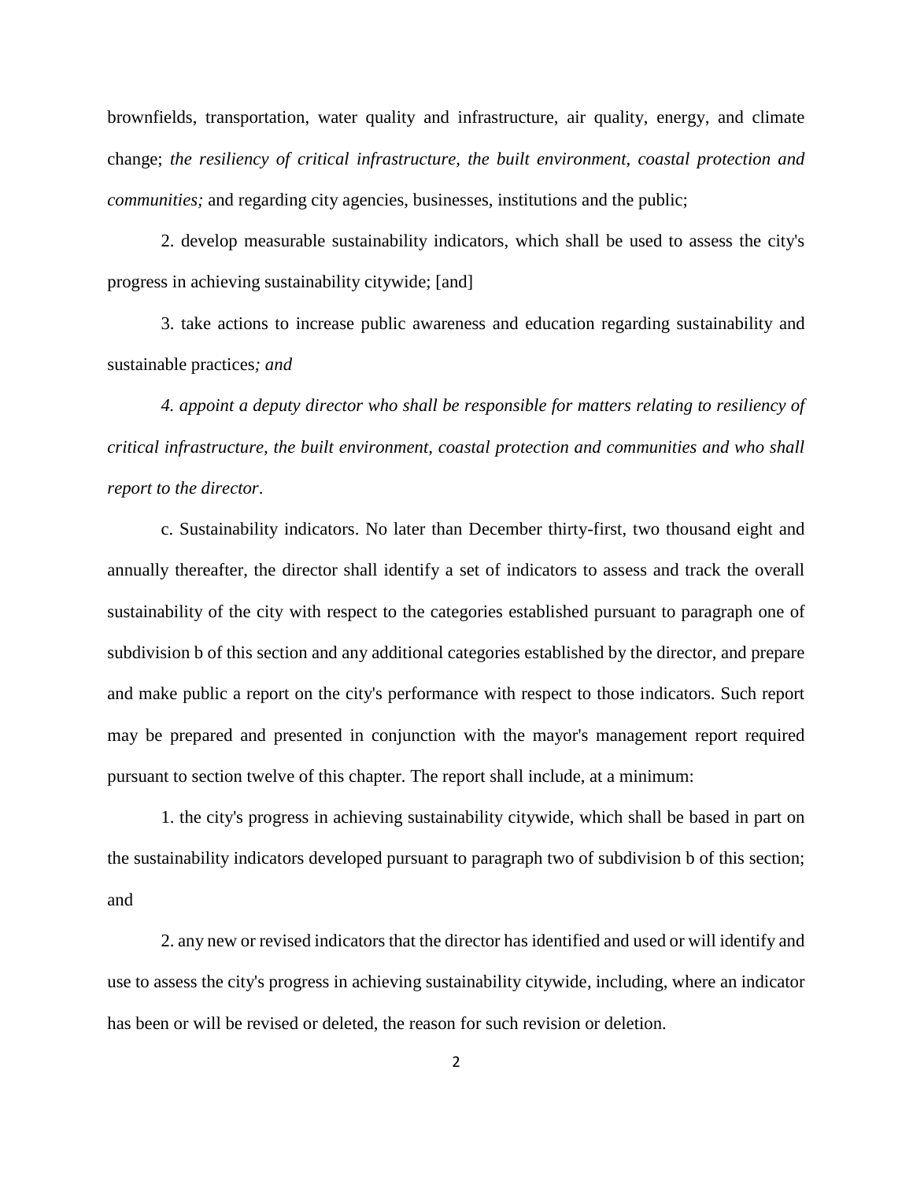brownfields, transportation, water quality and infrastructure, air quality, energy, and climate change; *the resiliency of critical infrastructure, the built environment, coastal protection and communities;* and regarding city agencies, businesses, institutions and the public;

2. develop measurable sustainability indicators, which shall be used to assess the city's progress in achieving sustainability citywide; [and]

3. take actions to increase public awareness and education regarding sustainability and sustainable practices*; and*

*4. appoint a deputy director who shall be responsible for matters relating to resiliency of critical infrastructure, the built environment, coastal protection and communities and who shall report to the director*.

c. Sustainability indicators. No later than December thirty-first, two thousand eight and annually thereafter, the director shall identify a set of indicators to assess and track the overall sustainability of the city with respect to the categories established pursuant to paragraph one of subdivision b of this section and any additional categories established by the director, and prepare and make public a report on the city's performance with respect to those indicators. Such report may be prepared and presented in conjunction with the mayor's management report required pursuant to section twelve of this chapter. The report shall include, at a minimum:

1. the city's progress in achieving sustainability citywide, which shall be based in part on the sustainability indicators developed pursuant to paragraph two of subdivision b of this section; and

2. any new or revised indicators that the director has identified and used or will identify and use to assess the city's progress in achieving sustainability citywide, including, where an indicator has been or will be revised or deleted, the reason for such revision or deletion.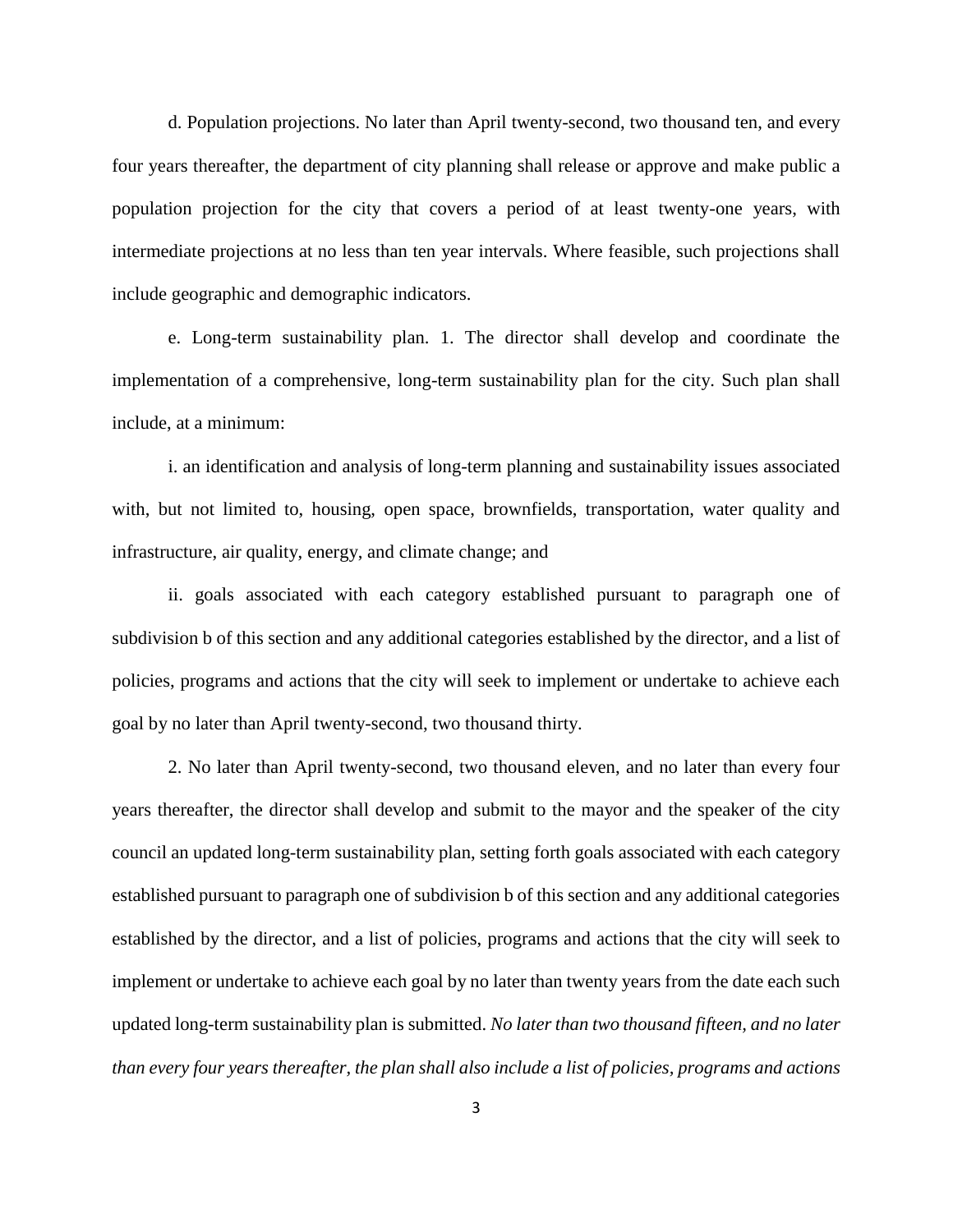d. Population projections. No later than April twenty-second, two thousand ten, and every four years thereafter, the department of city planning shall release or approve and make public a population projection for the city that covers a period of at least twenty-one years, with intermediate projections at no less than ten year intervals. Where feasible, such projections shall include geographic and demographic indicators.

e. Long-term sustainability plan. 1. The director shall develop and coordinate the implementation of a comprehensive, long-term sustainability plan for the city. Such plan shall include, at a minimum:

i. an identification and analysis of long-term planning and sustainability issues associated with, but not limited to, housing, open space, brownfields, transportation, water quality and infrastructure, air quality, energy, and climate change; and

ii. goals associated with each category established pursuant to paragraph one of subdivision b of this section and any additional categories established by the director, and a list of policies, programs and actions that the city will seek to implement or undertake to achieve each goal by no later than April twenty-second, two thousand thirty.

2. No later than April twenty-second, two thousand eleven, and no later than every four years thereafter, the director shall develop and submit to the mayor and the speaker of the city council an updated long-term sustainability plan, setting forth goals associated with each category established pursuant to paragraph one of subdivision b of this section and any additional categories established by the director, and a list of policies, programs and actions that the city will seek to implement or undertake to achieve each goal by no later than twenty years from the date each such updated long-term sustainability plan is submitted. *No later than two thousand fifteen, and no later than every four years thereafter, the plan shall also include a list of policies, programs and actions*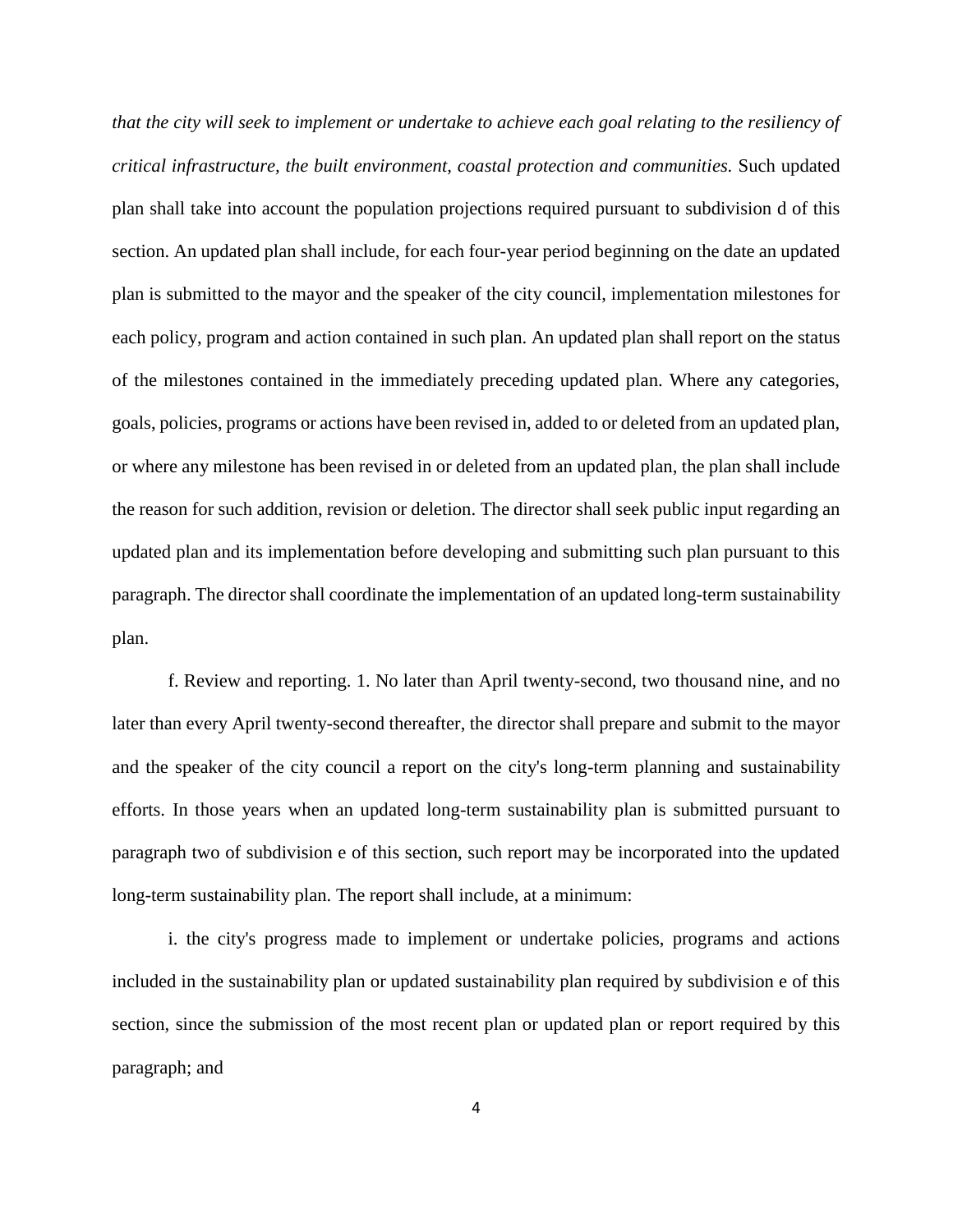*that the city will seek to implement or undertake to achieve each goal relating to the resiliency of critical infrastructure, the built environment, coastal protection and communities.* Such updated plan shall take into account the population projections required pursuant to subdivision d of this section. An updated plan shall include, for each four-year period beginning on the date an updated plan is submitted to the mayor and the speaker of the city council, implementation milestones for each policy, program and action contained in such plan. An updated plan shall report on the status of the milestones contained in the immediately preceding updated plan. Where any categories, goals, policies, programs or actions have been revised in, added to or deleted from an updated plan, or where any milestone has been revised in or deleted from an updated plan, the plan shall include the reason for such addition, revision or deletion. The director shall seek public input regarding an updated plan and its implementation before developing and submitting such plan pursuant to this paragraph. The director shall coordinate the implementation of an updated long-term sustainability plan.

f. Review and reporting. 1. No later than April twenty-second, two thousand nine, and no later than every April twenty-second thereafter, the director shall prepare and submit to the mayor and the speaker of the city council a report on the city's long-term planning and sustainability efforts. In those years when an updated long-term sustainability plan is submitted pursuant to paragraph two of subdivision e of this section, such report may be incorporated into the updated long-term sustainability plan. The report shall include, at a minimum:

i. the city's progress made to implement or undertake policies, programs and actions included in the sustainability plan or updated sustainability plan required by subdivision e of this section, since the submission of the most recent plan or updated plan or report required by this paragraph; and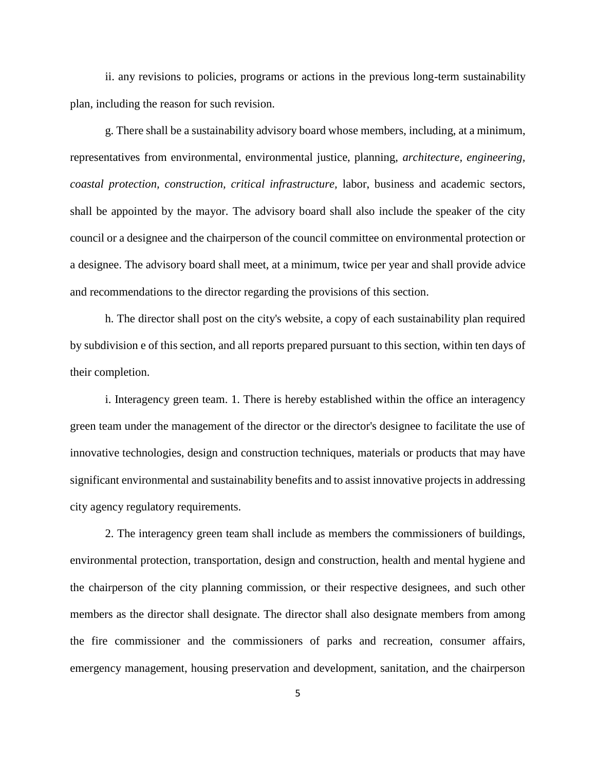ii. any revisions to policies, programs or actions in the previous long-term sustainability plan, including the reason for such revision.

g. There shall be a sustainability advisory board whose members, including, at a minimum, representatives from environmental, environmental justice, planning, *architecture, engineering, coastal protection, construction, critical infrastructure,* labor, business and academic sectors, shall be appointed by the mayor. The advisory board shall also include the speaker of the city council or a designee and the chairperson of the council committee on environmental protection or a designee. The advisory board shall meet, at a minimum, twice per year and shall provide advice and recommendations to the director regarding the provisions of this section.

h. The director shall post on the city's website, a copy of each sustainability plan required by subdivision e of this section, and all reports prepared pursuant to this section, within ten days of their completion.

i. Interagency green team. 1. There is hereby established within the office an interagency green team under the management of the director or the director's designee to facilitate the use of innovative technologies, design and construction techniques, materials or products that may have significant environmental and sustainability benefits and to assist innovative projects in addressing city agency regulatory requirements.

2. The interagency green team shall include as members the commissioners of buildings, environmental protection, transportation, design and construction, health and mental hygiene and the chairperson of the city planning commission, or their respective designees, and such other members as the director shall designate. The director shall also designate members from among the fire commissioner and the commissioners of parks and recreation, consumer affairs, emergency management, housing preservation and development, sanitation, and the chairperson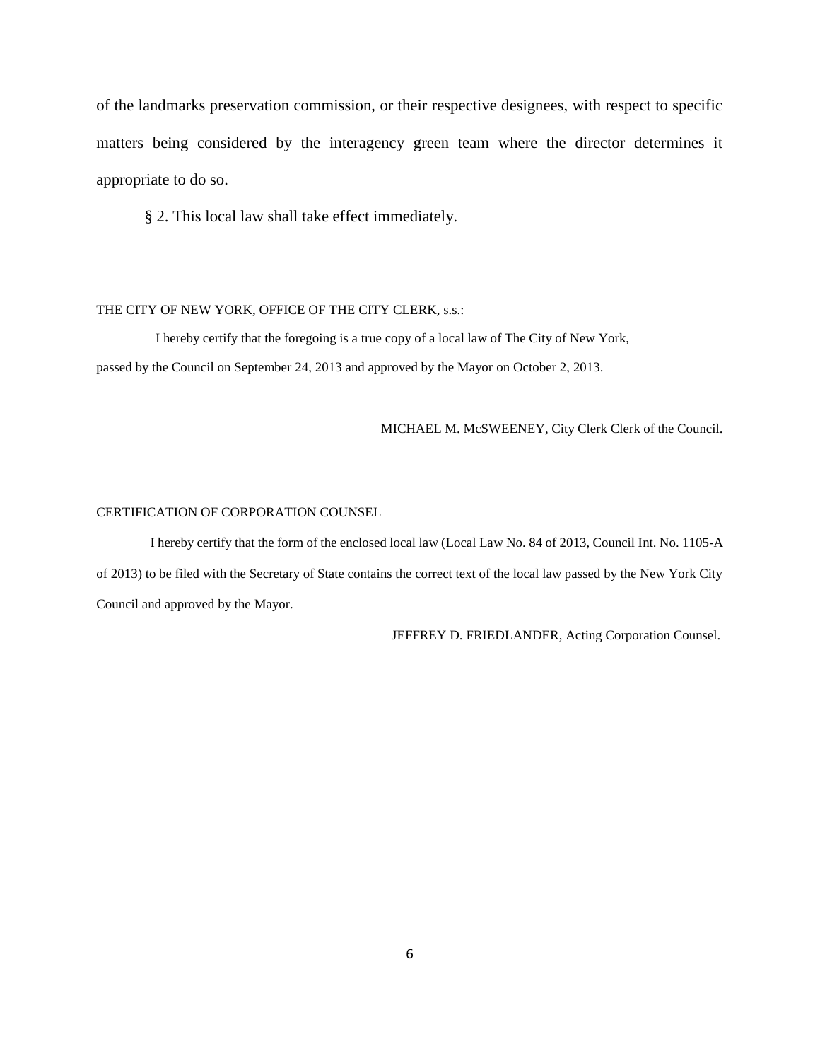of the landmarks preservation commission, or their respective designees, with respect to specific matters being considered by the interagency green team where the director determines it appropriate to do so.

§ 2. This local law shall take effect immediately.

THE CITY OF NEW YORK, OFFICE OF THE CITY CLERK, s.s.:

I hereby certify that the foregoing is a true copy of a local law of The City of New York, passed by the Council on September 24, 2013 and approved by the Mayor on October 2, 2013.

MICHAEL M. McSWEENEY, City Clerk Clerk of the Council.

CERTIFICATION OF CORPORATION COUNSEL

I hereby certify that the form of the enclosed local law (Local Law No. 84 of 2013, Council Int. No. 1105-A of 2013) to be filed with the Secretary of State contains the correct text of the local law passed by the New York City Council and approved by the Mayor.

JEFFREY D. FRIEDLANDER, Acting Corporation Counsel.